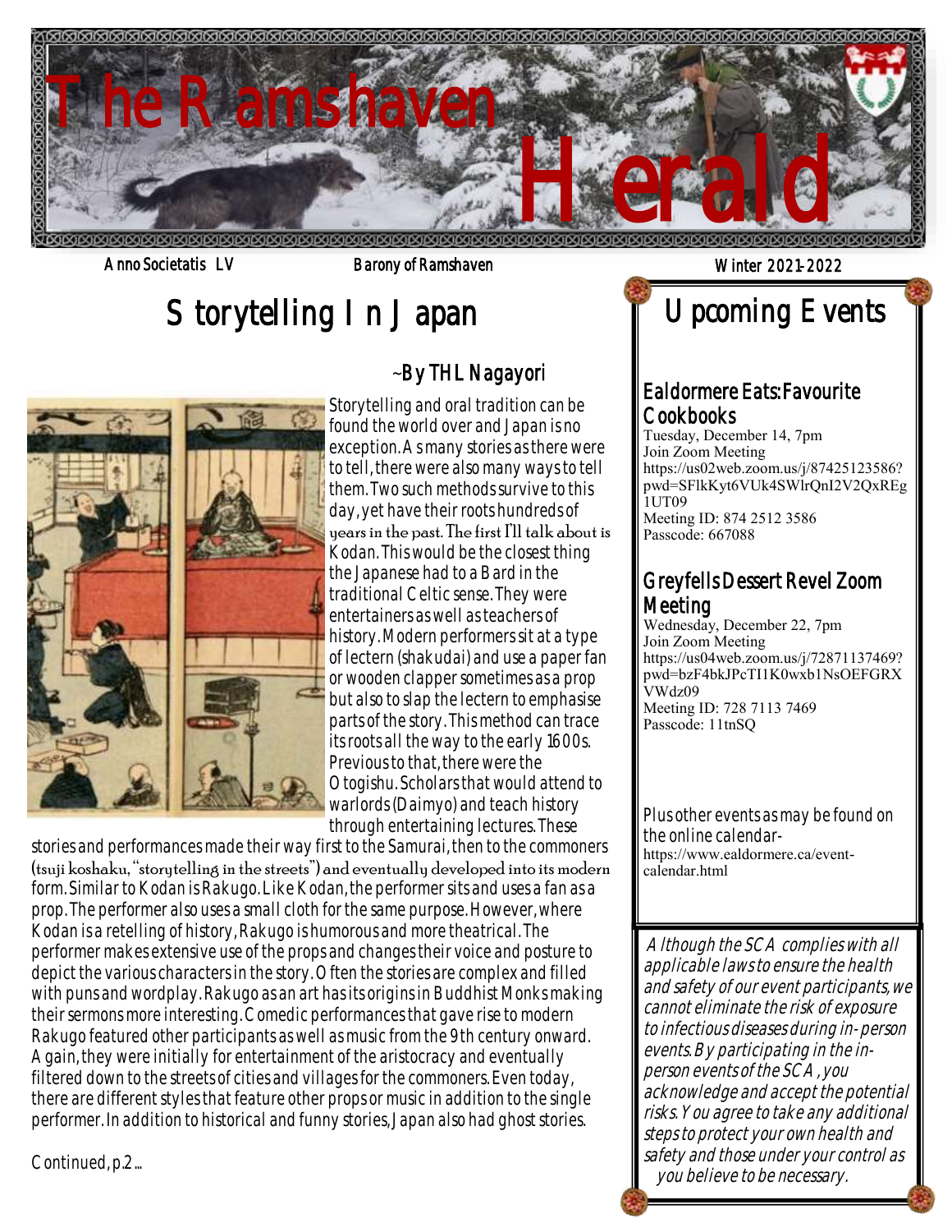# The Ramshaven Herald

Anno Societatis LV | Barony of Ramshaven | Winter 2021-2022

## Storytelling In Japan

~By THL Nagayori

Storytelling and oral tradition can be found the world over and Japan is no exception. As many stories as there were to tell, there were also many ways to tell them. Two such methods survive to this day, yet have their roots hundreds of years in the past. The first I'll talk about is Kodan. This would be the closest thing the Japanese had to a Bard in the traditional Celtic sense. They were entertainers as well as teachers of history. Modern performers sit at a type of lectern (shakudai) and use a paper fan or wooden clapper sometimes as a prop but also to slap the lectern to emphasise parts of the story. This method can trace its roots all the way to the early 1600s. Previous to that, there were the Otogishu. Scholars that would attend to warlords (Daimyo) and teach history through entertaining lectures. These stories and performances made their way first to the Samurai, then to the commoners (tsuji koshaku, "storytelling in the streets") and eventually developed into its modern form. Similar to Kodan is Rakugo. Like Kodan, the performer sits and uses a fan as a prop. The performer also uses a small cloth for the same purpose. However, where Kodan is a retelling of history, Rakugo is humorous and more theatrical. The performer makes extensive use of the props and changes their voice and posture to depict the various characters in the story. Often the stories are complex and filled with puns and wordplay. Rakugo as an art has its origins in Buddhist Monks making their sermons more interesting. Comedic performances that gave rise to modern Rakugo featured other participants as well as music from the 9th century onward. Again, they were initially for entertainment of the aristocracy and eventually filtered down to the streets of cities and villages for the commoners. Even today, there are different styles that feature other props or music in addition to the single performer. In addition to historical and funny stories, Japan also had ghost stories.

Continued, p.2...

## Upcoming Events

### Ealdormere Eats: Favourite Cookbooks

Tuesday, December 14, 7pm
Join Zoom Meeting
https://us02web.zoom.us/j/87425123586?pwd=SFlkKyt6VUk4SWlrQnI2V2QxREg1UT09
Meeting ID: 874 2512 3586
Passcode: 667088

### Greyfells Dessert Revel Zoom Meeting

Wednesday, December 22, 7pm
Join Zoom Meeting
https://us04web.zoom.us/j/72871137469?pwd=bzF4bkJPcTI1K0wxb1NsOEFGRXVWdz09
Meeting ID: 728 7113 7469
Passcode: 11tnSQ

Plus other events as may be found on the online calendar-
https://www.ealdormere.ca/event-calendar.html

*Although the SCA complies with all applicable laws to ensure the health and safety of our event participants, we cannot eliminate the risk of exposure to infectious diseases during in-person events. By participating in the in-person events of the SCA, you acknowledge and accept the potential risks. You agree to take any additional steps to protect your own health and safety and those under your control as you believe to be necessary.*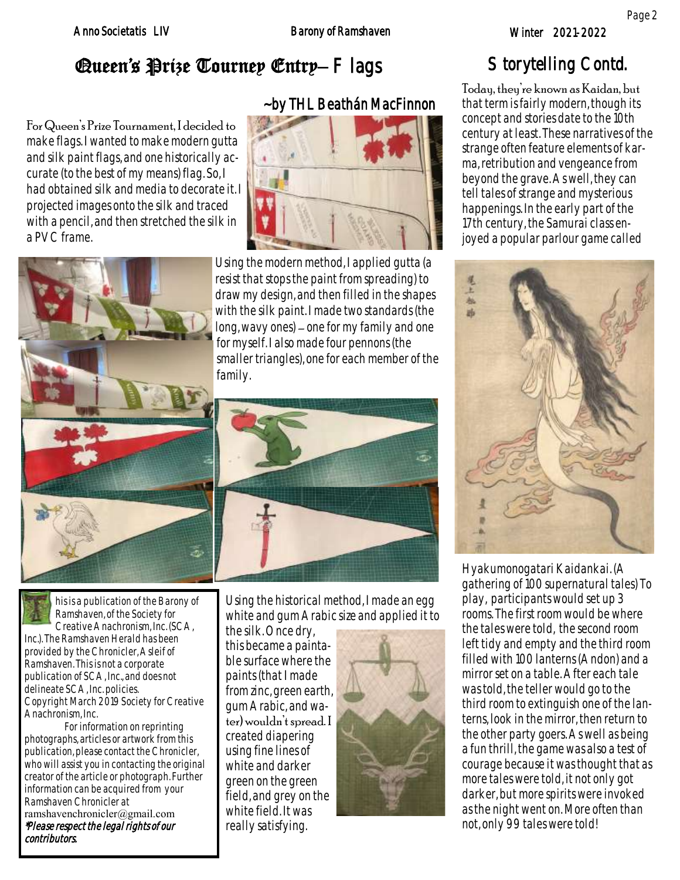# Queen's Prize Tourney Entry— Flags

~by THL Beathán MacFinnon

For Queen's Prize Tournament, I decided to make flags. I wanted to make modern gutta and silk paint flags, and one historically accurate (to the best of my means) flag. So, I had obtained silk and media to decorate it. I projected images onto the silk and traced with a pencil, and then stretched the silk in a PVC frame.

Using the modern method, I applied gutta (a resist that stops the paint from spreading) to draw my design, and then filled in the shapes with the silk paint. I made two standards (the long, wavy ones) – one for my family and one for myself. I also made four pennons (the smaller triangles), one for each member of the family.

Using the historical method, I made an egg white and gum Arabic size and applied it to the silk. Once dry, this became a paintable surface where the paints (that I made from zinc, green earth, gum Arabic, and water) wouldn't spread. I created diapering using fine lines of white and darker green on the green field, and grey on the white field. It was really satisfying.

This is a publication of the Barony of Ramshaven, of the Society for Creative Anachronism, Inc. (SCA, Inc.). The Ramshaven Herald has been provided by the Chronicler, Asleif of Ramshaven. This is not a corporate publication of SCA, Inc., and does not delineate SCA, Inc. policies. Copyright March 2019 Society for Creative Anachronism, Inc.

For information on reprinting photographs, articles or artwork from this publication, please contact the Chronicler, who will assist you in contacting the original creator of the article or photograph. Further information can be acquired from your Ramshaven Chronicler at ramshavenchronicler@gmail.com

*Please respect the legal rights of our contributors.*

# Storytelling Contd.

Today, they're known as Kaidan, but that term is fairly modern, though its concept and stories date to the 10th century at least. These narratives of the strange often feature elements of karma, retribution and vengeance from beyond the grave. As well, they can tell tales of strange and mysterious happenings. In the early part of the 17th century, the Samurai class enjoyed a popular parlour game called Hyakumonogatari Kaidankai. (A gathering of 100 supernatural tales) To play, participants would set up 3 rooms. The first room would be where the tales were told, the second room left tidy and empty and the third room filled with 100 lanterns (Andon) and a mirror set on a table. After each tale was told, the teller would go to the third room to extinguish one of the lanterns, look in the mirror, then return to the other party goers. As well as being a fun thrill, the game was also a test of courage because it was thought that as more tales were told, it not only got darker, but more spirits were invoked as the night went on. More often than not, only 99 tales were told!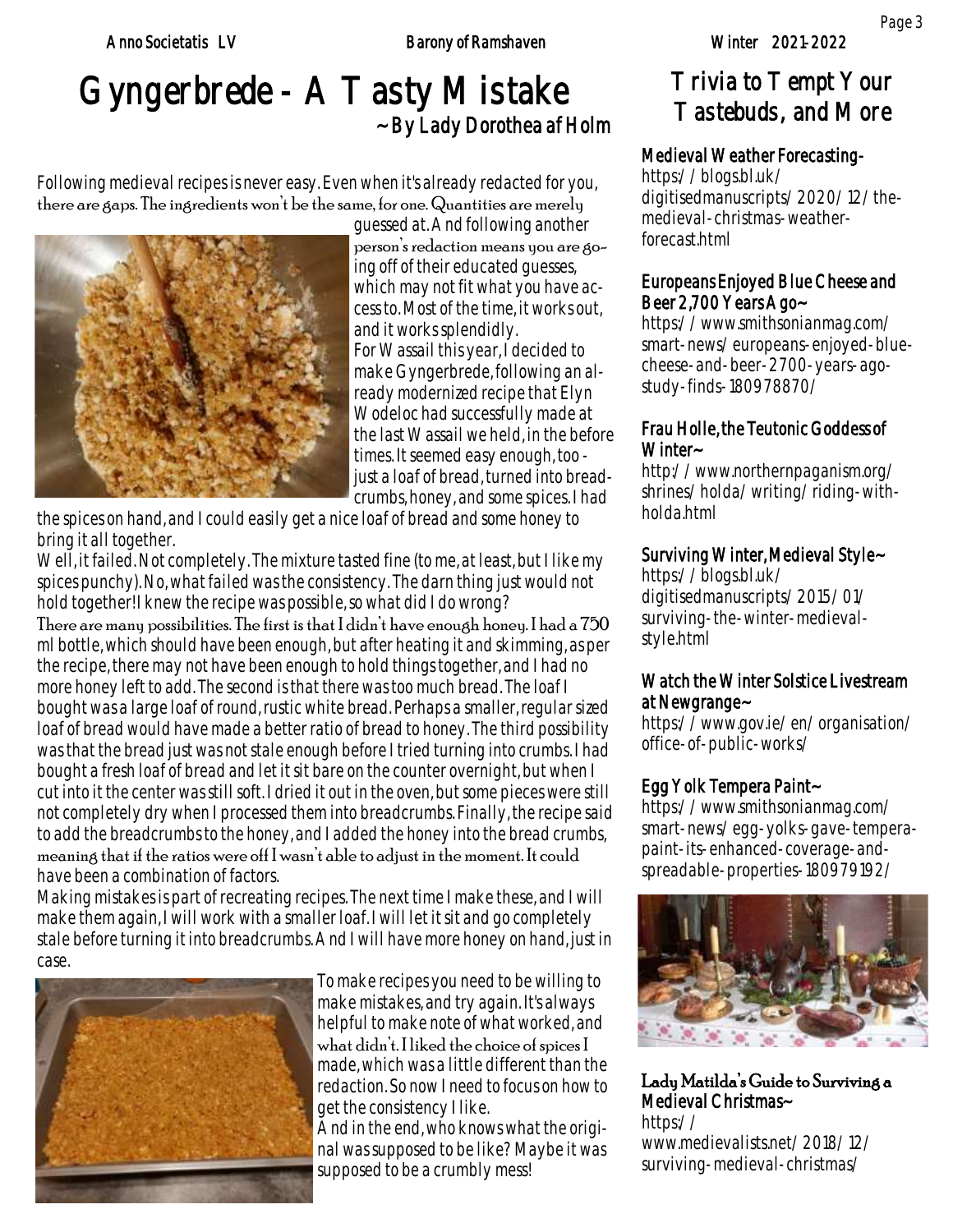# Gyngerbrede - A Tasty Mistake

~ By Lady Dorothea af Holm

Following medieval recipes is never easy. Even when it's already redacted for you, there are gaps. The ingredients won't be the same, for one. Quantities are merely guessed at. And following another person's redaction means you are going off of their educated guesses, which may not fit what you have access to. Most of the time, it works out, and it works splendidly.

For Wassail this year, I decided to make Gyngerbrede, following an already modernized recipe that Elyn Wodeloc had successfully made at the last Wassail we held, in the before times. It seemed easy enough, too - just a loaf of bread, turned into breadcrumbs, honey, and some spices. I had the spices on hand, and I could easily get a nice loaf of bread and some honey to bring it all together.

Well, it failed. Not completely. The mixture tasted fine (to me, at least, but I like my spices punchy). No, what failed was the consistency. The darn thing just would not hold together! I knew the recipe was possible, so what did I do wrong?

There are many possibilities. The first is that I didn't have enough honey. I had a 750 ml bottle, which should have been enough, but after heating it and skimming, as per the recipe, there may not have been enough to hold things together, and I had no more honey left to add. The second is that there was too much bread. The loaf I bought was a large loaf of round, rustic white bread. Perhaps a smaller, regular sized loaf of bread would have made a better ratio of bread to honey. The third possibility was that the bread just was not stale enough before I tried turning into crumbs. I had bought a fresh loaf of bread and let it sit bare on the counter overnight, but when I cut into it the center was still soft. I dried it out in the oven, but some pieces were still not completely dry when I processed them into breadcrumbs. Finally, the recipe said to add the breadcrumbs to the honey, and I added the honey into the bread crumbs, meaning that if the ratios were off I wasn't able to adjust in the moment. It could have been a combination of factors.

Making mistakes is part of recreating recipes. The next time I make these, and I will make them again, I will work with a smaller loaf. I will let it sit and go completely stale before turning it into breadcrumbs. And I will have more honey on hand, just in case.

To make recipes you need to be willing to make mistakes, and try again. It's always helpful to make note of what worked, and what didn't. I liked the choice of spices I made, which was a little different than the redaction. So now I need to focus on how to get the consistency I like.

And in the end, who knows what the original was supposed to be like? Maybe it was supposed to be a crumbly mess!

# Trivia to Tempt Your Tastebuds, and More

**Medieval Weather Forecasting-**
https://blogs.bl.uk/digitisedmanuscripts/2020/12/the-medieval-christmas-weather-forecast.html

**Europeans Enjoyed Blue Cheese and Beer 2,700 Years Ago~**
https://www.smithsonianmag.com/smart-news/europeans-enjoyed-blue-cheese-and-beer-2700-years-ago-study-finds-180978870/

**Frau Holle, the Teutonic Goddess of Winter~**
http://www.northernpaganism.org/shrines/holda/writing/riding-with-holda.html

**Surviving Winter, Medieval Style~**
https://blogs.bl.uk/digitisedmanuscripts/2015/01/surviving-the-winter-medieval-style.html

**Watch the Winter Solstice Livestream at Newgrange~**
https://www.gov.ie/en/organisation/office-of-public-works/

**Egg Yolk Tempera Paint~**
https://www.smithsonianmag.com/smart-news/egg-yolks-gave-tempera-paint-its-enhanced-coverage-and-spreadable-properties-180979192/

**Lady Matilda's Guide to Surviving a Medieval Christmas~**
https://www.medievalists.net/2018/12/surviving-medieval-christmas/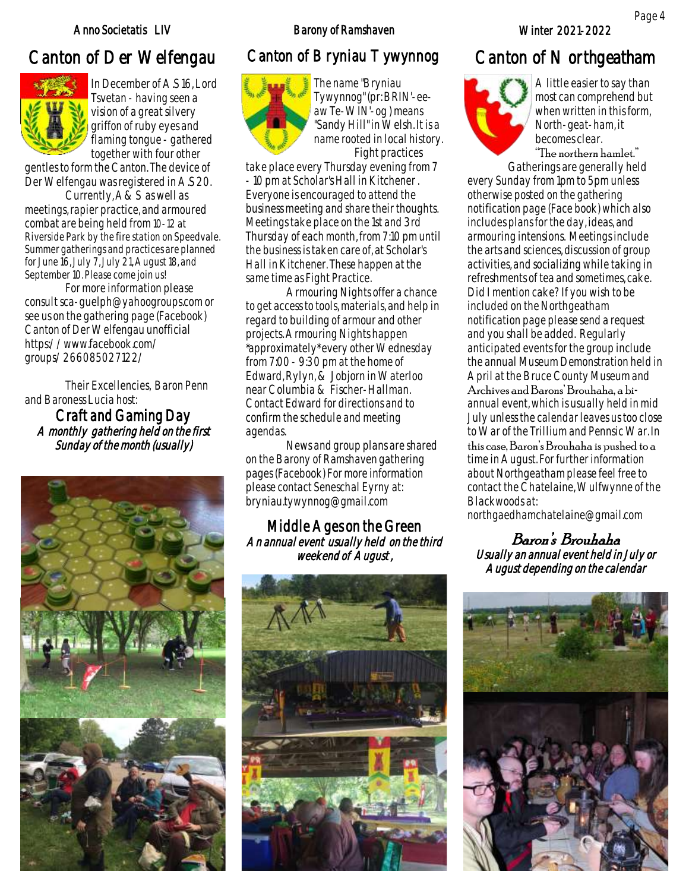## Canton of Der Welfengau

In December of A.S 16, Lord Tsvetan - having seen a vision of a great silvery griffon of ruby eyes and flaming tongue - gathered together with four other gentles to form the Canton. The device of Der Welfengau was registered in A.S 20.

Currently, A & S as well as meetings, rapier practice, and armoured combat are being held from 10 - 12 at Riverside Park by the fire station on Speedvale. Summer gatherings and practices are planned for June 16, July 7, July 21, August 18, and September 10. Please come join us!

For more information please consult sca-guelph@yahoogroups.com or see us on the gathering page (Facebook) Canton of Der Welfengau unofficial https://www.facebook.com/groups/266085027122/

Their Excellencies, Baron Penn and Baroness Lucia host:

### Craft and Gaming Day

*A monthly gathering held on the first Sunday of the month (usually)*

## Canton of Bryniau Tywynnog

The name "Bryniau Tywynnog" (pr: BRIN'-ee-aw Te-WIN'-og) means "Sandy Hill" in Welsh. It is a name rooted in local history.

Fight practices take place every Thursday evening from 7 - 10 pm at Scholar's Hall in Kitchener. Everyone is encouraged to attend the business meeting and share their thoughts. Meetings take place on the 1st and 3rd Thursday of each month, from 7:10 pm until the business is taken care of, at Scholar's Hall in Kitchener. These happen at the same time as Fight Practice.

Armouring Nights offer a chance to get access to tools, materials, and help in regard to building of armour and other projects. Armouring Nights happen *approximately* every other Wednesday from 7:00 - 9:30 pm at the home of Edward, Rylyn, & Jobjorn in Waterloo near Columbia & Fischer-Hallman. Contact Edward for directions and to confirm the schedule and meeting agendas.

News and group plans are shared on the Barony of Ramshaven gathering pages (Facebook) For more information please contact Seneschal Eyrny at: bryniau.tywynnog@gmail.com

### Middle Ages on the Green

*An annual event usually held on the third weekend of August,*

## Canton of Northgeatham

A little easier to say than most can comprehend but when written in this form, North-geat-ham, it becomes clear. "The northern hamlet."

Gatherings are generally held every Sunday from 1pm to 5pm unless otherwise posted on the gathering notification page (Facebook) which also includes plans for the day, ideas, and armouring intensions. Meetings include the arts and sciences, discussion of group activities, and socializing while taking in refreshments of tea and sometimes, cake. Did I mention cake? If you wish to be included on the Northgeatham notification page please send a request and you shall be added. Regularly anticipated events for the group include the annual Museum Demonstration held in April at the Bruce County Museum and Archives and Barons' Brouhaha, a bi-annual event, which is usually held in mid July unless the calendar leaves us too close to War of the Trillium and Pennsic War. In this case, Baron's Brouhaha is pushed to a time in August. For further information about Northgeatham please feel free to contact the Chatelaine, Wulfwynne of the Blackwoods at: northgaedhamchatelaine@gmail.com

### Baron's Brouhaha

*Usually an annual event held in July or August depending on the calendar*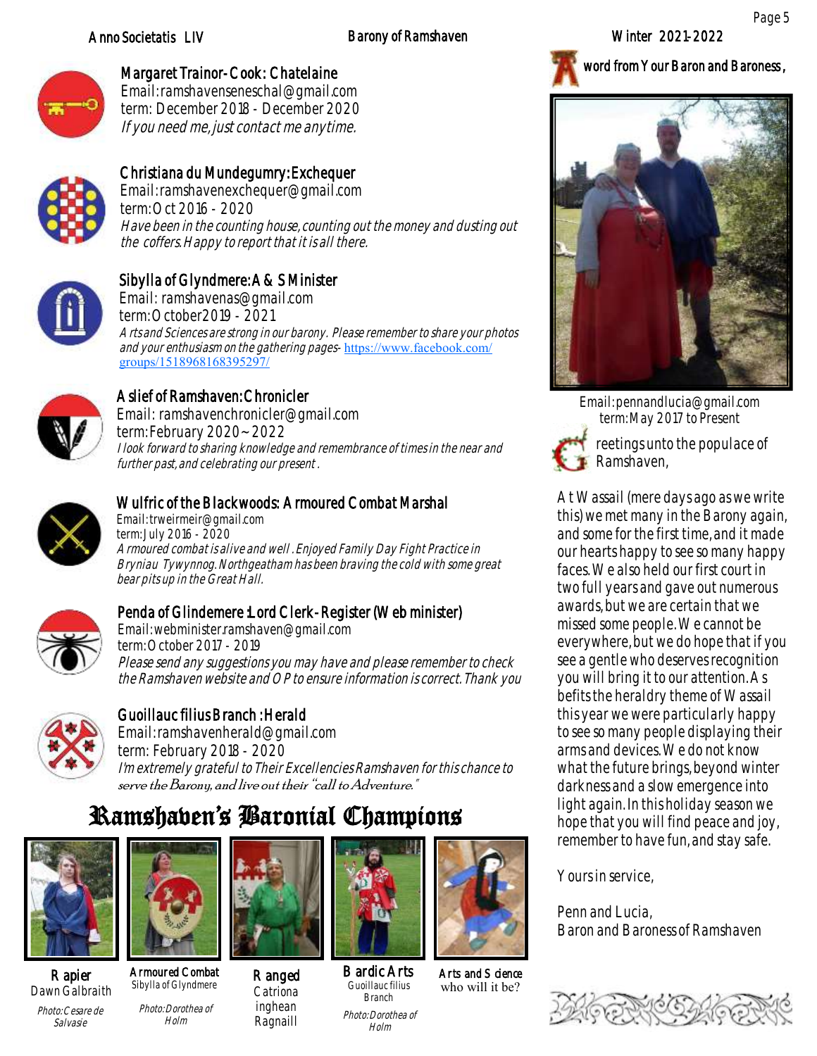## Margaret Trainor-Cook: Chatelaine

Email: ramshavenseneschal@gmail.com
term: December 2018 - December 2020
*If you need me, just contact me anytime.*

## Christiana du Mundegumry: Exchequer

Email: ramshavenexchequer@gmail.com
term: Oct 2016 - 2020
*Have been in the counting house, counting out the money and dusting out the coffers. Happy to report that it is all there.*

## Sibylla of Glyndmere: A & S Minister

Email: ramshavenas@gmail.com
term: October 2019 - 2021
*Arts and Sciences are strong in our barony. Please remember to share your photos and your enthusiasm on the gathering pages-* https://www.facebook.com/groups/1518968168395297/

## Aslief of Ramshaven: Chronicler

Email: ramshavenchronicler@gmail.com
term: February 2020 ~ 2022
*I look forward to sharing knowledge and remembrance of times in the near and further past, and celebrating our present.*

## Wulfric of the Blackwoods: Armoured Combat Marshal

Email: trweirmeir@gmail.com
term: July 2016 - 2020
*Armoured combat is alive and well. Enjoyed Family Day Fight Practice in Bryniau Tywynnog. Northgeatham has been braving the cold with some great bear pits up in the Great Hall.*

## Penda of Glindemere: Lord Clerk-Register (Web minister)

Email: webminister.ramshaven@gmail.com
term: October 2017 - 2019
*Please send any suggestions you may have and please remember to check the Ramshaven website and OP to ensure information is correct. Thank you*

## Guoillauc filius Branch: Herald

Email: ramshavenherald@gmail.com
term: February 2018 - 2020
*I'm extremely grateful to Their Excellencies Ramshaven for this chance to serve the Barony, and live out their "call to Adventure."*

# Ramshaven's Baronial Champions

| Rapier | Armoured Combat | Ranged | Bardic Arts | Arts and Science |
|---|---|---|---|---|
| Dawn Galbraith | Sibylla of Glyndmere | Catriona inghean Ragnaill | Guoillauc filius Branch | who will it be? |
| *Photo: Cesare de Salvasie* | *Photo: Dorothea of Holm* | | *Photo: Dorothea of Holm* | |

## A word from Your Baron and Baroness,

Email: pennandlucia@gmail.com
term: May 2017 to Present

Greetings unto the populace of Ramshaven,

At Wassail (mere days ago as we write this) we met many in the Barony again, and some for the first time, and it made our hearts happy to see so many happy faces. We also held our first court in two full years and gave out numerous awards, but we are certain that we missed some people. We cannot be everywhere, but we do hope that if you see a gentle who deserves recognition you will bring it to our attention. As befits the heraldry theme of Wassail this year we were particularly happy to see so many people displaying their arms and devices. We do not know what the future brings, beyond winter darkness and a slow emergence into light again. In this holiday season we hope that you will find peace and joy, remember to have fun, and stay safe.

Yours in service,

Penn and Lucia,
Baron and Baroness of Ramshaven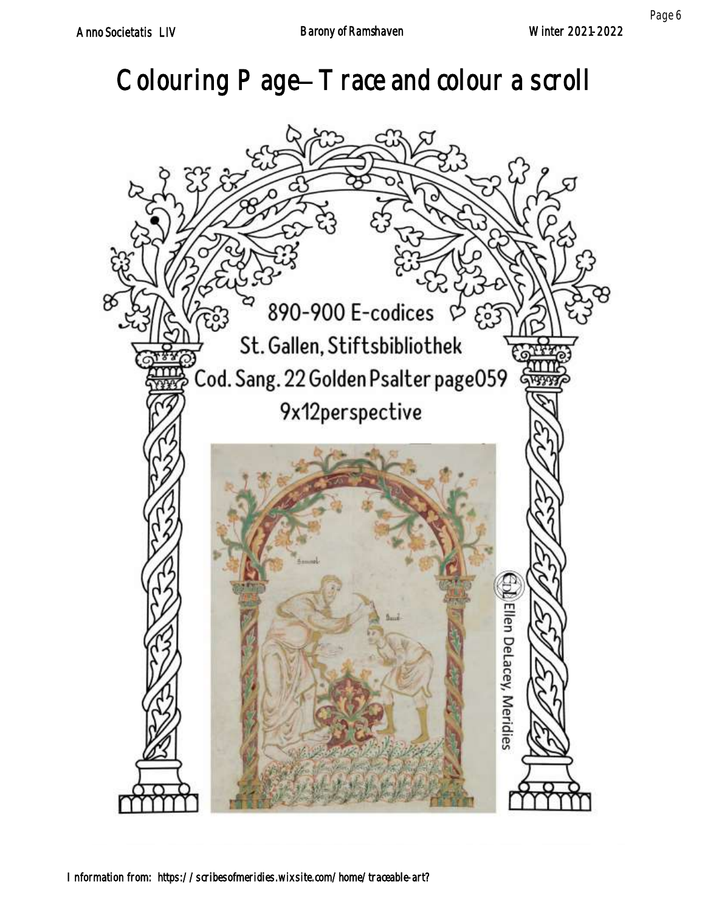# Colouring Page – Trace and colour a scroll

890-900 E-codices

St. Gallen, Stiftsbibliothek

Cod. Sang. 22 Golden Psalter page059

9x12perspective

Ellen DeLacey, Meridies

Information from: https://scribesofmeridies.wixsite.com/home/traceable-art?